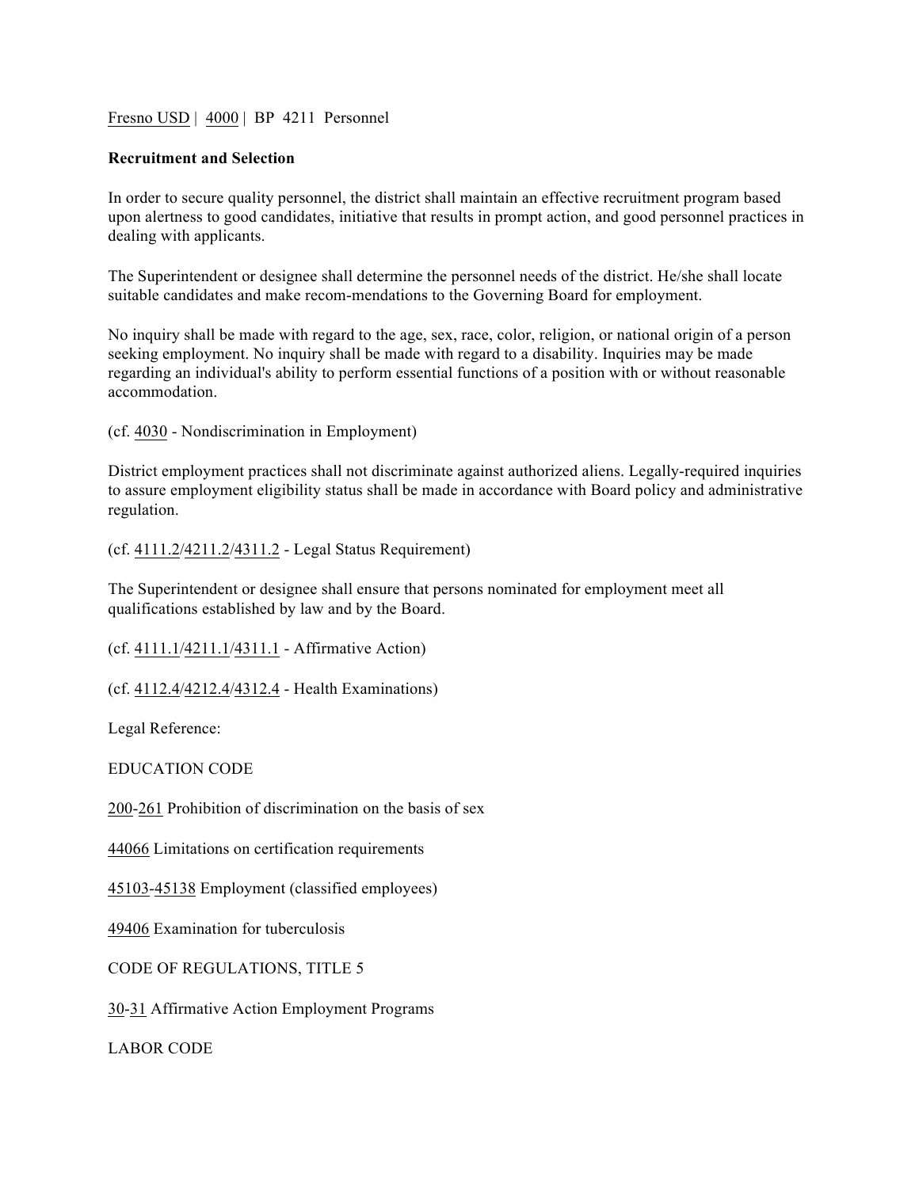Fresno USD | 4000 | BP 4211 Personnel

**Recruitment and Selection**

In order to secure quality personnel, the district shall maintain an effective recruitment program based upon alertness to good candidates, initiative that results in prompt action, and good personnel practices in dealing with applicants.

The Superintendent or designee shall determine the personnel needs of the district. He/she shall locate suitable candidates and make recom-mendations to the Governing Board for employment.

No inquiry shall be made with regard to the age, sex, race, color, religion, or national origin of a person seeking employment. No inquiry shall be made with regard to a disability. Inquiries may be made regarding an individual's ability to perform essential functions of a position with or without reasonable accommodation.

(cf. 4030 - Nondiscrimination in Employment)

District employment practices shall not discriminate against authorized aliens. Legally-required inquiries to assure employment eligibility status shall be made in accordance with Board policy and administrative regulation.

(cf. 4111.2/4211.2/4311.2 - Legal Status Requirement)

The Superintendent or designee shall ensure that persons nominated for employment meet all qualifications established by law and by the Board.

(cf. 4111.1/4211.1/4311.1 - Affirmative Action)

(cf. 4112.4/4212.4/4312.4 - Health Examinations)

Legal Reference:

EDUCATION CODE

200-261 Prohibition of discrimination on the basis of sex

44066 Limitations on certification requirements

45103-45138 Employment (classified employees)

49406 Examination for tuberculosis

CODE OF REGULATIONS, TITLE 5

30-31 Affirmative Action Employment Programs

LABOR CODE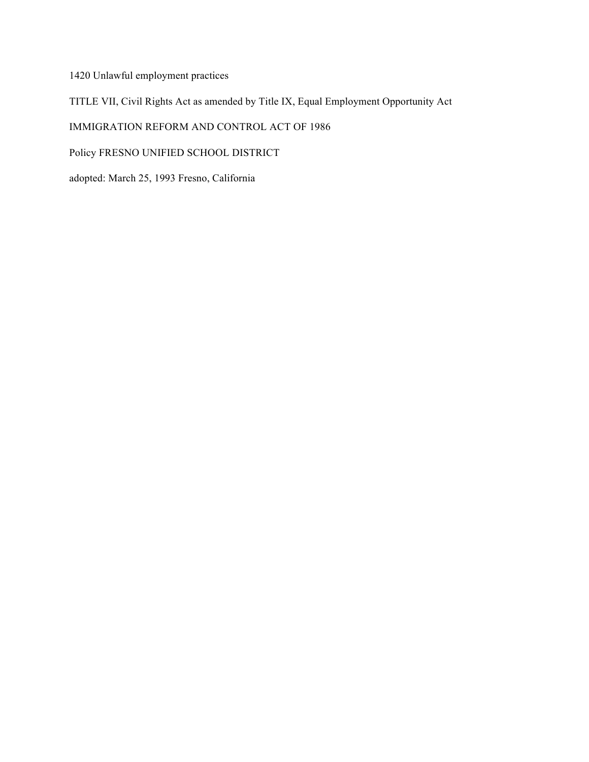1420 Unlawful employment practices

TITLE VII, Civil Rights Act as amended by Title IX, Equal Employment Opportunity Act

IMMIGRATION REFORM AND CONTROL ACT OF 1986

Policy FRESNO UNIFIED SCHOOL DISTRICT

adopted: March 25, 1993 Fresno, California